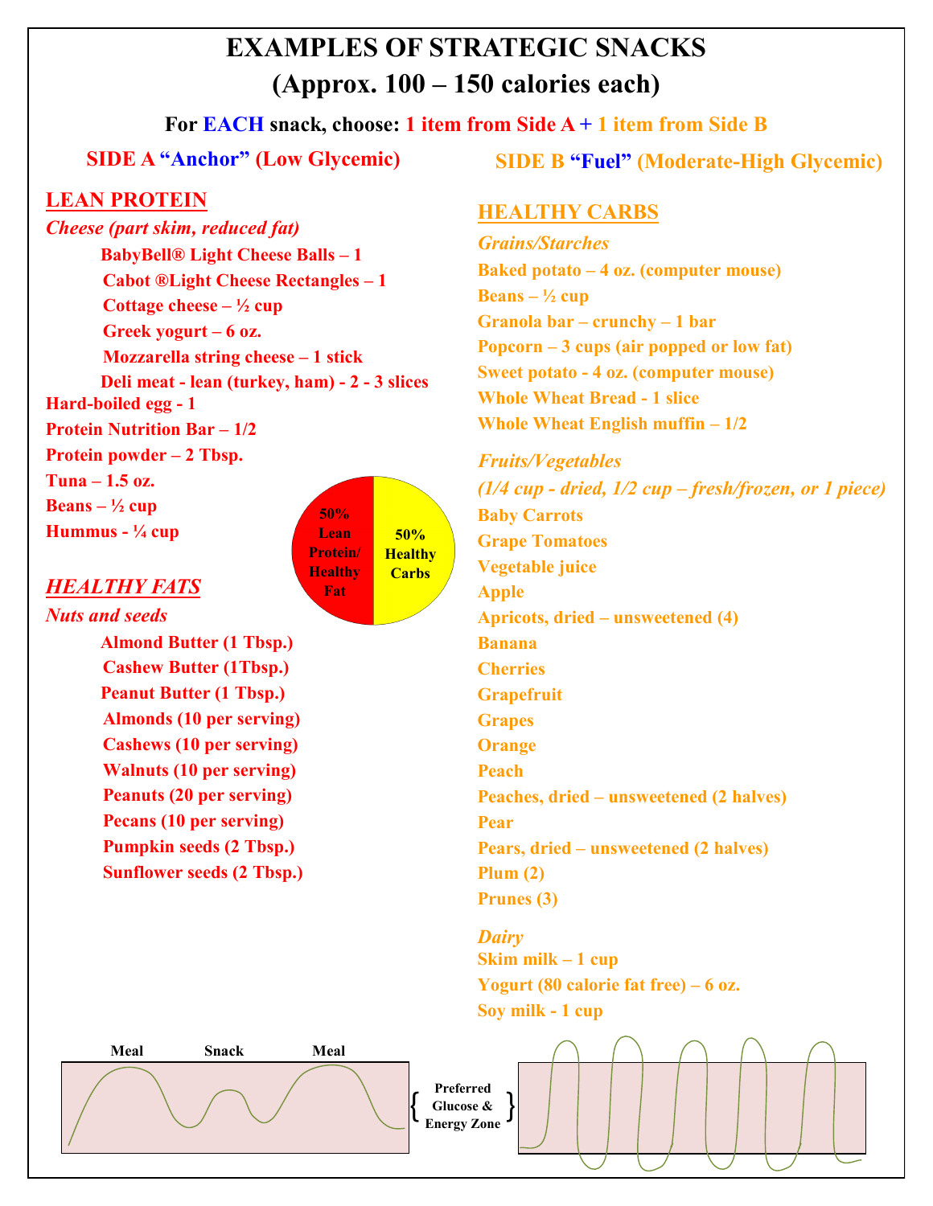# EXAMPLES OF STRATEGIC SNACKS
## (Approx. 100 – 150 calories each)

**For EACH snack, choose: 1 item from Side A + 1 item from Side B**

## SIDE A "Anchor" (Low Glycemic)

### LEAN PROTEIN

***Cheese (part skim, reduced fat)***

- **BabyBell® Light Cheese Balls – 1**
- **Cabot ®Light Cheese Rectangles – 1**
- **Cottage cheese – ½ cup**
- **Greek yogurt – 6 oz.**
- **Mozzarella string cheese – 1 stick**
- **Deli meat - lean (turkey, ham) - 2 - 3 slices**

**Hard-boiled egg - 1**
**Protein Nutrition Bar – 1/2**
**Protein powder – 2 Tbsp.**
**Tuna – 1.5 oz.**
**Beans – ½ cup**
**Hummus - ¼ cup**

### *HEALTHY FATS*

***Nuts and seeds***

- **Almond Butter (1 Tbsp.)**
- **Cashew Butter (1Tbsp.)**
- **Peanut Butter (1 Tbsp.)**
- **Almonds (10 per serving)**
- **Cashews (10 per serving)**
- **Walnuts (10 per serving)**
- **Peanuts (20 per serving)**
- **Pecans (10 per serving)**
- **Pumpkin seeds (2 Tbsp.)**
- **Sunflower seeds (2 Tbsp.)**

50% Lean Protein/ Healthy Fat | 50% Healthy Carbs

## SIDE B "Fuel" (Moderate-High Glycemic)

### HEALTHY CARBS

***Grains/Starches***

**Baked potato – 4 oz. (computer mouse)**
**Beans – ½ cup**
**Granola bar – crunchy – 1 bar**
**Popcorn – 3 cups (air popped or low fat)**
**Sweet potato - 4 oz. (computer mouse)**
**Whole Wheat Bread - 1 slice**
**Whole Wheat English muffin – 1/2**

***Fruits/Vegetables***
***(1/4 cup - dried, 1/2 cup – fresh/frozen, or 1 piece)***

**Baby Carrots**
**Grape Tomatoes**
**Vegetable juice**
**Apple**
**Apricots, dried – unsweetened (4)**
**Banana**
**Cherries**
**Grapefruit**
**Grapes**
**Orange**
**Peach**
**Peaches, dried – unsweetened (2 halves)**
**Pear**
**Pears, dried – unsweetened (2 halves)**
**Plum (2)**
**Prunes (3)**

***Dairy***

**Skim milk – 1 cup**
**Yogurt (80 calorie fat free) – 6 oz.**
**Soy milk - 1 cup**

Meal | Snack | Meal

{ Preferred Glucose & Energy Zone }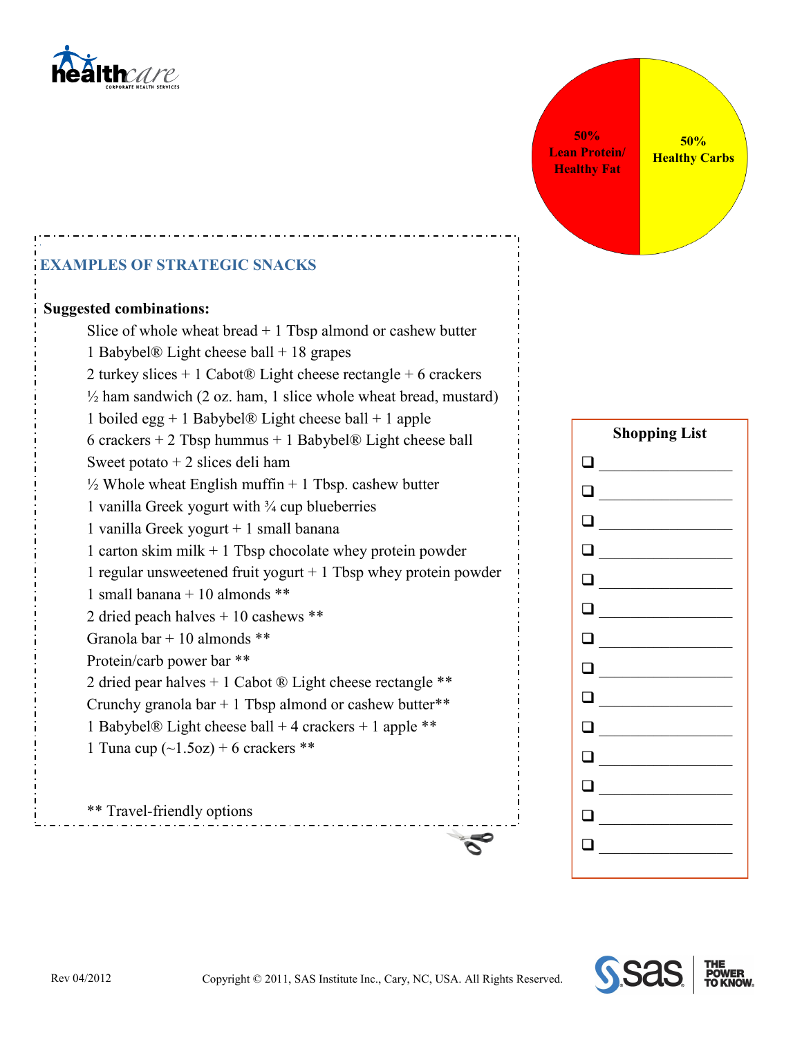50%
Lean Protein/
Healthy Fat

50%
Healthy Carbs

## EXAMPLES OF STRATEGIC SNACKS

**Suggested combinations:**

Slice of whole wheat bread + 1 Tbsp almond or cashew butter
1 Babybel® Light cheese ball + 18 grapes
2 turkey slices + 1 Cabot® Light cheese rectangle + 6 crackers
½ ham sandwich (2 oz. ham, 1 slice whole wheat bread, mustard)
1 boiled egg + 1 Babybel® Light cheese ball + 1 apple
6 crackers + 2 Tbsp hummus + 1 Babybel® Light cheese ball
Sweet potato + 2 slices deli ham
½ Whole wheat English muffin + 1 Tbsp. cashew butter
1 vanilla Greek yogurt with ¾ cup blueberries
1 vanilla Greek yogurt + 1 small banana
1 carton skim milk + 1 Tbsp chocolate whey protein powder
1 regular unsweetened fruit yogurt + 1 Tbsp whey protein powder
1 small banana + 10 almonds **
2 dried peach halves + 10 cashews **
Granola bar + 10 almonds **
Protein/carb power bar **
2 dried pear halves + 1 Cabot ® Light cheese rectangle **
Crunchy granola bar + 1 Tbsp almond or cashew butter**
1 Babybel® Light cheese ball + 4 crackers + 1 apple **
1 Tuna cup (~1.5oz) + 6 crackers **

** Travel-friendly options

**Shopping List**

- [ ] ________________
- [ ] ________________
- [ ] ________________
- [ ] ________________
- [ ] ________________
- [ ] ________________
- [ ] ________________
- [ ] ________________
- [ ] ________________
- [ ] ________________
- [ ] ________________
- [ ] ________________
- [ ] ________________
- [ ] ________________

Rev 04/2012

Copyright © 2011, SAS Institute Inc., Cary, NC, USA. All Rights Reserved.